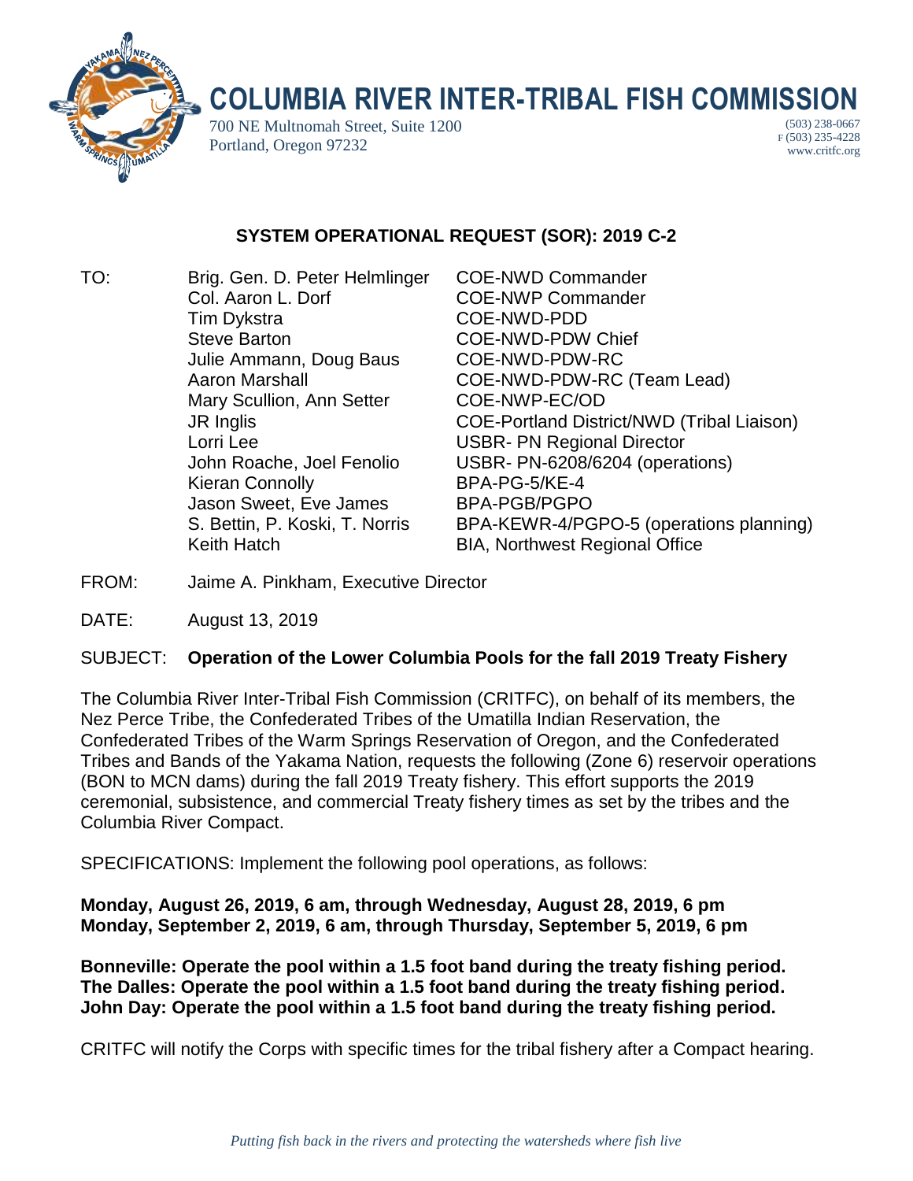# COLUMBIA RIVER INTER-TRIBAL FISH COMMISSION

700 NE Multnomah Street, Suite 1200
Portland, Oregon 97232

(503) 238-0667
F (503) 235-4228
www.critfc.org

## SYSTEM OPERATIONAL REQUEST (SOR): 2019 C-2

| | | |
|---|---|---|
| TO: | Brig. Gen. D. Peter Helmlinger | COE-NWD Commander |
| | Col. Aaron L. Dorf | COE-NWP Commander |
| | Tim Dykstra | COE-NWD-PDD |
| | Steve Barton | COE-NWD-PDW Chief |
| | Julie Ammann, Doug Baus | COE-NWD-PDW-RC |
| | Aaron Marshall | COE-NWD-PDW-RC (Team Lead) |
| | Mary Scullion, Ann Setter | COE-NWP-EC/OD |
| | JR Inglis | COE-Portland District/NWD (Tribal Liaison) |
| | Lorri Lee | USBR- PN Regional Director |
| | John Roache, Joel Fenolio | USBR- PN-6208/6204 (operations) |
| | Kieran Connolly | BPA-PG-5/KE-4 |
| | Jason Sweet, Eve James | BPA-PGB/PGPO |
| | S. Bettin, P. Koski, T. Norris | BPA-KEWR-4/PGPO-5 (operations planning) |
| | Keith Hatch | BIA, Northwest Regional Office |

FROM: Jaime A. Pinkham, Executive Director

DATE: August 13, 2019

SUBJECT: **Operation of the Lower Columbia Pools for the fall 2019 Treaty Fishery**

The Columbia River Inter-Tribal Fish Commission (CRITFC), on behalf of its members, the Nez Perce Tribe, the Confederated Tribes of the Umatilla Indian Reservation, the Confederated Tribes of the Warm Springs Reservation of Oregon, and the Confederated Tribes and Bands of the Yakama Nation, requests the following (Zone 6) reservoir operations (BON to MCN dams) during the fall 2019 Treaty fishery. This effort supports the 2019 ceremonial, subsistence, and commercial Treaty fishery times as set by the tribes and the Columbia River Compact.

SPECIFICATIONS: Implement the following pool operations, as follows:

**Monday, August 26, 2019, 6 am, through Wednesday, August 28, 2019, 6 pm**
**Monday, September 2, 2019, 6 am, through Thursday, September 5, 2019, 6 pm**

**Bonneville: Operate the pool within a 1.5 foot band during the treaty fishing period.**
**The Dalles: Operate the pool within a 1.5 foot band during the treaty fishing period.**
**John Day: Operate the pool within a 1.5 foot band during the treaty fishing period.**

CRITFC will notify the Corps with specific times for the tribal fishery after a Compact hearing.

*Putting fish back in the rivers and protecting the watersheds where fish live*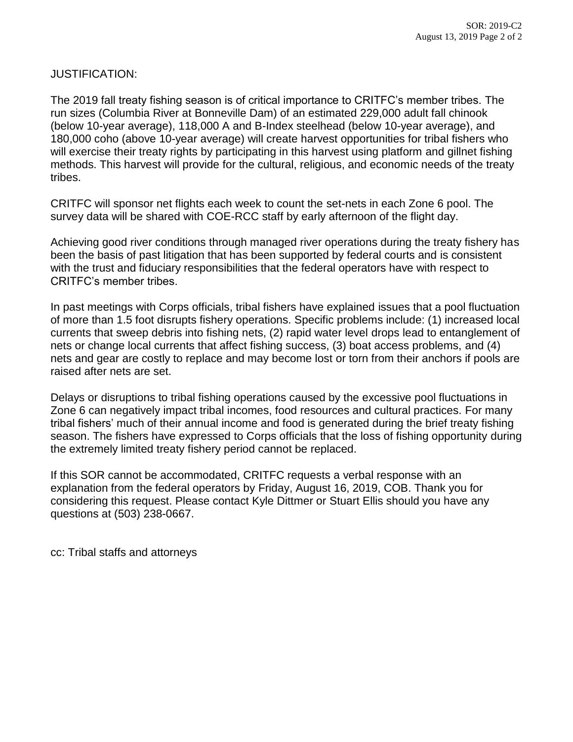JUSTIFICATION:

The 2019 fall treaty fishing season is of critical importance to CRITFC's member tribes. The run sizes (Columbia River at Bonneville Dam) of an estimated 229,000 adult fall chinook (below 10-year average), 118,000 A and B-Index steelhead (below 10-year average), and 180,000 coho (above 10-year average) will create harvest opportunities for tribal fishers who will exercise their treaty rights by participating in this harvest using platform and gillnet fishing methods. This harvest will provide for the cultural, religious, and economic needs of the treaty tribes.

CRITFC will sponsor net flights each week to count the set-nets in each Zone 6 pool. The survey data will be shared with COE-RCC staff by early afternoon of the flight day.

Achieving good river conditions through managed river operations during the treaty fishery has been the basis of past litigation that has been supported by federal courts and is consistent with the trust and fiduciary responsibilities that the federal operators have with respect to CRITFC's member tribes.

In past meetings with Corps officials, tribal fishers have explained issues that a pool fluctuation of more than 1.5 foot disrupts fishery operations. Specific problems include: (1) increased local currents that sweep debris into fishing nets, (2) rapid water level drops lead to entanglement of nets or change local currents that affect fishing success, (3) boat access problems, and (4) nets and gear are costly to replace and may become lost or torn from their anchors if pools are raised after nets are set.

Delays or disruptions to tribal fishing operations caused by the excessive pool fluctuations in Zone 6 can negatively impact tribal incomes, food resources and cultural practices. For many tribal fishers' much of their annual income and food is generated during the brief treaty fishing season. The fishers have expressed to Corps officials that the loss of fishing opportunity during the extremely limited treaty fishery period cannot be replaced.

If this SOR cannot be accommodated, CRITFC requests a verbal response with an explanation from the federal operators by Friday, August 16, 2019, COB. Thank you for considering this request. Please contact Kyle Dittmer or Stuart Ellis should you have any questions at (503) 238-0667.

cc: Tribal staffs and attorneys